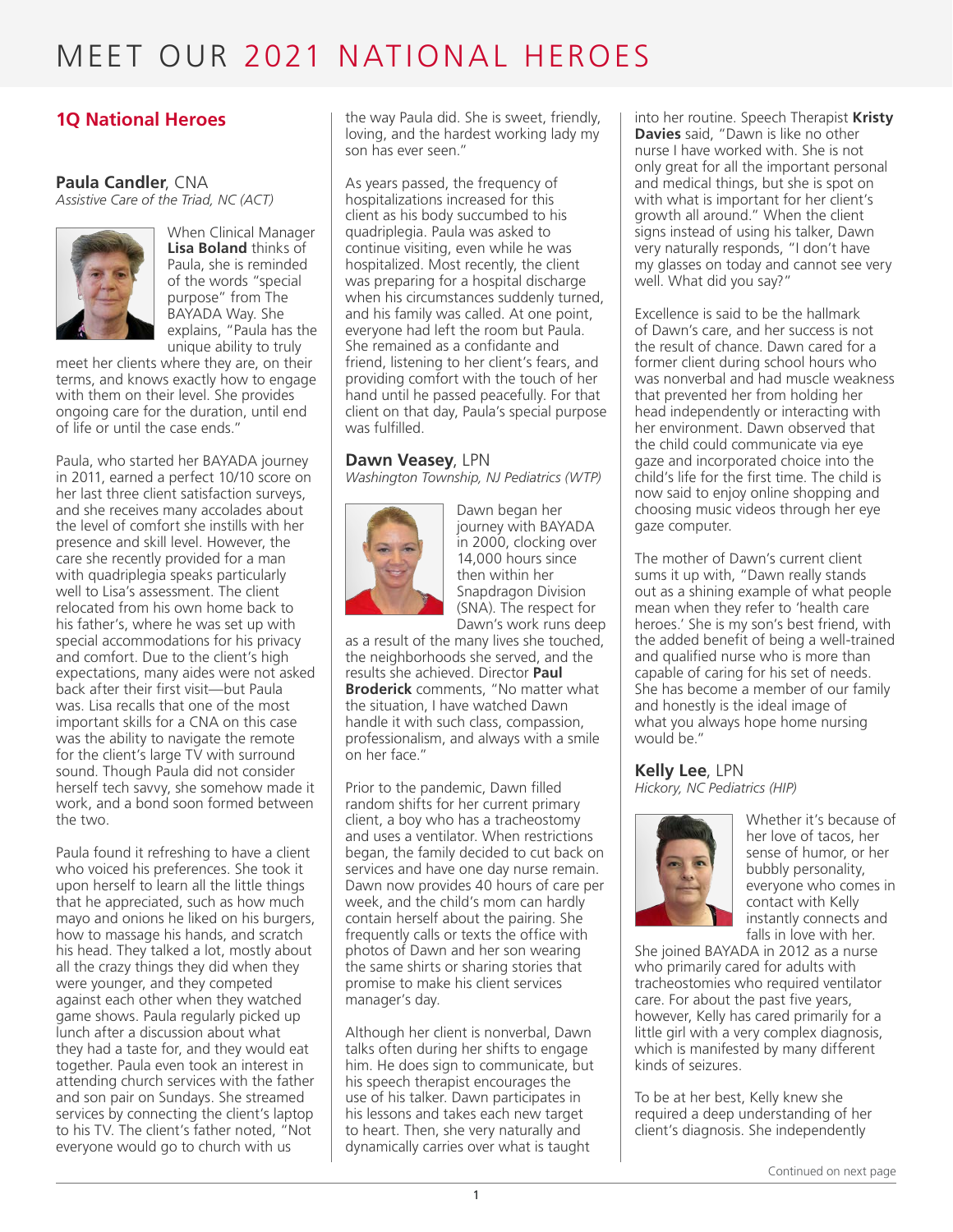# MEET OUR 2021 NATIONAL HEROES

## 1Q National Heroes

### **Paula Candler**, CNA
*Assistive Care of the Triad, NC (ACT)*

When Clinical Manager **Lisa Boland** thinks of Paula, she is reminded of the words "special purpose" from The BAYADA Way. She explains, "Paula has the unique ability to truly meet her clients where they are, on their terms, and knows exactly how to engage with them on their level. She provides ongoing care for the duration, until end of life or until the case ends."

Paula, who started her BAYADA journey in 2011, earned a perfect 10/10 score on her last three client satisfaction surveys, and she receives many accolades about the level of comfort she instills with her presence and skill level. However, the care she recently provided for a man with quadriplegia speaks particularly well to Lisa's assessment. The client relocated from his own home back to his father's, where he was set up with special accommodations for his privacy and comfort. Due to the client's high expectations, many aides were not asked back after their first visit—but Paula was. Lisa recalls that one of the most important skills for a CNA on this case was the ability to navigate the remote for the client's large TV with surround sound. Though Paula did not consider herself tech savvy, she somehow made it work, and a bond soon formed between the two.

Paula found it refreshing to have a client who voiced his preferences. She took it upon herself to learn all the little things that he appreciated, such as how much mayo and onions he liked on his burgers, how to massage his hands, and scratch his head. They talked a lot, mostly about all the crazy things they did when they were younger, and they competed against each other when they watched game shows. Paula regularly picked up lunch after a discussion about what they had a taste for, and they would eat together. Paula even took an interest in attending church services with the father and son pair on Sundays. She streamed services by connecting the client's laptop to his TV. The client's father noted, "Not everyone would go to church with us the way Paula did. She is sweet, friendly, loving, and the hardest working lady my son has ever seen."

As years passed, the frequency of hospitalizations increased for this client as his body succumbed to his quadriplegia. Paula was asked to continue visiting, even while he was hospitalized. Most recently, the client was preparing for a hospital discharge when his circumstances suddenly turned, and his family was called. At one point, everyone had left the room but Paula. She remained as a confidante and friend, listening to her client's fears, and providing comfort with the touch of her hand until he passed peacefully. For that client on that day, Paula's special purpose was fulfilled.

### **Dawn Veasey**, LPN
*Washington Township, NJ Pediatrics (WTP)*

Dawn began her journey with BAYADA in 2000, clocking over 14,000 hours since then within her Snapdragon Division (SNA). The respect for Dawn's work runs deep as a result of the many lives she touched, the neighborhoods she served, and the results she achieved. Director **Paul Broderick** comments, "No matter what the situation, I have watched Dawn handle it with such class, compassion, professionalism, and always with a smile on her face."

Prior to the pandemic, Dawn filled random shifts for her current primary client, a boy who has a tracheostomy and uses a ventilator. When restrictions began, the family decided to cut back on services and have one day nurse remain. Dawn now provides 40 hours of care per week, and the child's mom can hardly contain herself about the pairing. She frequently calls or texts the office with photos of Dawn and her son wearing the same shirts or sharing stories that promise to make his client services manager's day.

Although her client is nonverbal, Dawn talks often during her shifts to engage him. He does sign to communicate, but his speech therapist encourages the use of his talker. Dawn participates in his lessons and takes each new target to heart. Then, she very naturally and dynamically carries over what is taught into her routine. Speech Therapist **Kristy Davies** said, "Dawn is like no other nurse I have worked with. She is not only great for all the important personal and medical things, but she is spot on with what is important for her client's growth all around." When the client signs instead of using his talker, Dawn very naturally responds, "I don't have my glasses on today and cannot see very well. What did you say?"

Excellence is said to be the hallmark of Dawn's care, and her success is not the result of chance. Dawn cared for a former client during school hours who was nonverbal and had muscle weakness that prevented her from holding her head independently or interacting with her environment. Dawn observed that the child could communicate via eye gaze and incorporated choice into the child's life for the first time. The child is now said to enjoy online shopping and choosing music videos through her eye gaze computer.

The mother of Dawn's current client sums it up with, "Dawn really stands out as a shining example of what people mean when they refer to 'health care heroes.' She is my son's best friend, with the added benefit of being a well-trained and qualified nurse who is more than capable of caring for his set of needs. She has become a member of our family and honestly is the ideal image of what you always hope home nursing would be."

### **Kelly Lee**, LPN
*Hickory, NC Pediatrics (HIP)*

Whether it's because of her love of tacos, her sense of humor, or her bubbly personality, everyone who comes in contact with Kelly instantly connects and falls in love with her. She joined BAYADA in 2012 as a nurse who primarily cared for adults with tracheostomies who required ventilator care. For about the past five years, however, Kelly has cared primarily for a little girl with a very complex diagnosis, which is manifested by many different kinds of seizures.

To be at her best, Kelly knew she required a deep understanding of her client's diagnosis. She independently

Continued on next page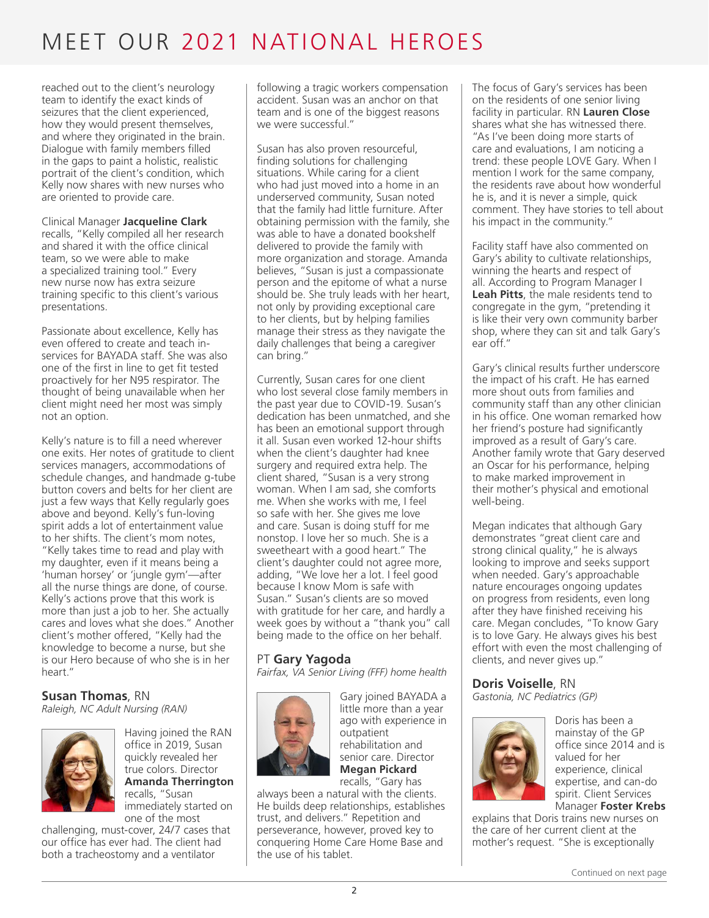# MEET OUR 2021 NATIONAL HEROES

reached out to the client's neurology team to identify the exact kinds of seizures that the client experienced, how they would present themselves, and where they originated in the brain. Dialogue with family members filled in the gaps to paint a holistic, realistic portrait of the client's condition, which Kelly now shares with new nurses who are oriented to provide care.

Clinical Manager **Jacqueline Clark** recalls, "Kelly compiled all her research and shared it with the office clinical team, so we were able to make a specialized training tool." Every new nurse now has extra seizure training specific to this client's various presentations.

Passionate about excellence, Kelly has even offered to create and teach in-services for BAYADA staff. She was also one of the first in line to get fit tested proactively for her N95 respirator. The thought of being unavailable when her client might need her most was simply not an option.

Kelly's nature is to fill a need wherever one exits. Her notes of gratitude to client services managers, accommodations of schedule changes, and handmade g-tube button covers and belts for her client are just a few ways that Kelly regularly goes above and beyond. Kelly's fun-loving spirit adds a lot of entertainment value to her shifts. The client's mom notes, "Kelly takes time to read and play with my daughter, even if it means being a 'human horsey' or 'jungle gym'—after all the nurse things are done, of course. Kelly's actions prove that this work is more than just a job to her. She actually cares and loves what she does." Another client's mother offered, "Kelly had the knowledge to become a nurse, but she is our Hero because of who she is in her heart."

## **Susan Thomas**, RN

*Raleigh, NC Adult Nursing (RAN)*

Having joined the RAN office in 2019, Susan quickly revealed her true colors. Director **Amanda Therrington** recalls, "Susan immediately started on one of the most challenging, must-cover, 24/7 cases that our office has ever had. The client had both a tracheostomy and a ventilator following a tragic workers compensation accident. Susan was an anchor on that team and is one of the biggest reasons we were successful."

Susan has also proven resourceful, finding solutions for challenging situations. While caring for a client who had just moved into a home in an underserved community, Susan noted that the family had little furniture. After obtaining permission with the family, she was able to have a donated bookshelf delivered to provide the family with more organization and storage. Amanda believes, "Susan is just a compassionate person and the epitome of what a nurse should be. She truly leads with her heart, not only by providing exceptional care to her clients, but by helping families manage their stress as they navigate the daily challenges that being a caregiver can bring."

Currently, Susan cares for one client who lost several close family members in the past year due to COVID-19. Susan's dedication has been unmatched, and she has been an emotional support through it all. Susan even worked 12-hour shifts when the client's daughter had knee surgery and required extra help. The client shared, "Susan is a very strong woman. When I am sad, she comforts me. When she works with me, I feel so safe with her. She gives me love and care. Susan is doing stuff for me nonstop. I love her so much. She is a sweetheart with a good heart." The client's daughter could not agree more, adding, "We love her a lot. I feel good because I know Mom is safe with Susan." Susan's clients are so moved with gratitude for her care, and hardly a week goes by without a "thank you" call being made to the office on her behalf.

## PT **Gary Yagoda**

*Fairfax, VA Senior Living (FFF) home health*

Gary joined BAYADA a little more than a year ago with experience in outpatient rehabilitation and senior care. Director **Megan Pickard** recalls, "Gary has always been a natural with the clients. He builds deep relationships, establishes trust, and delivers." Repetition and perseverance, however, proved key to conquering Home Care Home Base and the use of his tablet.

The focus of Gary's services has been on the residents of one senior living facility in particular. RN **Lauren Close** shares what she has witnessed there. "As I've been doing more starts of care and evaluations, I am noticing a trend: these people LOVE Gary. When I mention I work for the same company, the residents rave about how wonderful he is, and it is never a simple, quick comment. They have stories to tell about his impact in the community."

Facility staff have also commented on Gary's ability to cultivate relationships, winning the hearts and respect of all. According to Program Manager I **Leah Pitts**, the male residents tend to congregate in the gym, "pretending it is like their very own community barber shop, where they can sit and talk Gary's ear off."

Gary's clinical results further underscore the impact of his craft. He has earned more shout outs from families and community staff than any other clinician in his office. One woman remarked how her friend's posture had significantly improved as a result of Gary's care. Another family wrote that Gary deserved an Oscar for his performance, helping to make marked improvement in their mother's physical and emotional well-being.

Megan indicates that although Gary demonstrates "great client care and strong clinical quality," he is always looking to improve and seeks support when needed. Gary's approachable nature encourages ongoing updates on progress from residents, even long after they have finished receiving his care. Megan concludes, "To know Gary is to love Gary. He always gives his best effort with even the most challenging of clients, and never gives up."

## **Doris Voiselle**, RN

*Gastonia, NC Pediatrics (GP)*

Doris has been a mainstay of the GP office since 2014 and is valued for her experience, clinical expertise, and can-do spirit. Client Services Manager **Foster Krebs** explains that Doris trains new nurses on the care of her current client at the mother's request. "She is exceptionally

Continued on next page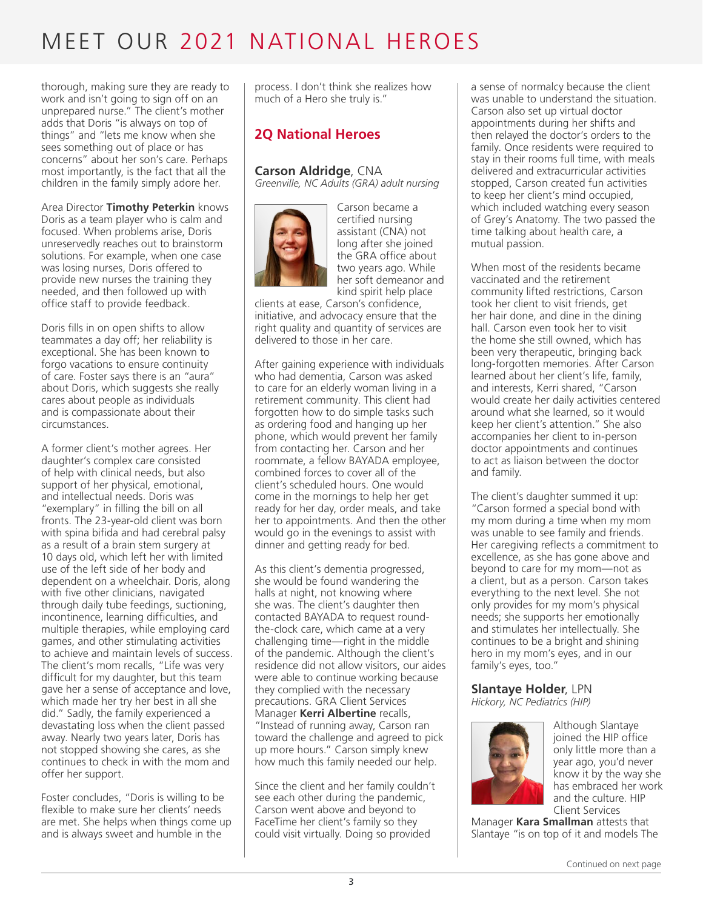# MEET OUR 2021 NATIONAL HEROES

thorough, making sure they are ready to work and isn't going to sign off on an unprepared nurse." The client's mother adds that Doris "is always on top of things" and "lets me know when she sees something out of place or has concerns" about her son's care. Perhaps most importantly, is the fact that all the children in the family simply adore her.

Area Director **Timothy Peterkin** knows Doris as a team player who is calm and focused. When problems arise, Doris unreservedly reaches out to brainstorm solutions. For example, when one case was losing nurses, Doris offered to provide new nurses the training they needed, and then followed up with office staff to provide feedback.

Doris fills in on open shifts to allow teammates a day off; her reliability is exceptional. She has been known to forgo vacations to ensure continuity of care. Foster says there is an "aura" about Doris, which suggests she really cares about people as individuals and is compassionate about their circumstances.

A former client's mother agrees. Her daughter's complex care consisted of help with clinical needs, but also support of her physical, emotional, and intellectual needs. Doris was "exemplary" in filling the bill on all fronts. The 23-year-old client was born with spina bifida and had cerebral palsy as a result of a brain stem surgery at 10 days old, which left her with limited use of the left side of her body and dependent on a wheelchair. Doris, along with five other clinicians, navigated through daily tube feedings, suctioning, incontinence, learning difficulties, and multiple therapies, while employing card games, and other stimulating activities to achieve and maintain levels of success. The client's mom recalls, "Life was very difficult for my daughter, but this team gave her a sense of acceptance and love, which made her try her best in all she did." Sadly, the family experienced a devastating loss when the client passed away. Nearly two years later, Doris has not stopped showing she cares, as she continues to check in with the mom and offer her support.

Foster concludes, "Doris is willing to be flexible to make sure her clients' needs are met. She helps when things come up and is always sweet and humble in the process. I don't think she realizes how much of a Hero she truly is."

## 2Q National Heroes

### Carson Aldridge, CNA

*Greenville, NC Adults (GRA) adult nursing*

Carson became a certified nursing assistant (CNA) not long after she joined the GRA office about two years ago. While her soft demeanor and kind spirit help place clients at ease, Carson's confidence, initiative, and advocacy ensure that the right quality and quantity of services are delivered to those in her care.

After gaining experience with individuals who had dementia, Carson was asked to care for an elderly woman living in a retirement community. This client had forgotten how to do simple tasks such as ordering food and hanging up her phone, which would prevent her family from contacting her. Carson and her roommate, a fellow BAYADA employee, combined forces to cover all of the client's scheduled hours. One would come in the mornings to help her get ready for her day, order meals, and take her to appointments. And then the other would go in the evenings to assist with dinner and getting ready for bed.

As this client's dementia progressed, she would be found wandering the halls at night, not knowing where she was. The client's daughter then contacted BAYADA to request round-the-clock care, which came at a very challenging time—right in the middle of the pandemic. Although the client's residence did not allow visitors, our aides were able to continue working because they complied with the necessary precautions. GRA Client Services Manager **Kerri Albertine** recalls, "Instead of running away, Carson ran toward the challenge and agreed to pick up more hours." Carson simply knew how much this family needed our help.

Since the client and her family couldn't see each other during the pandemic, Carson went above and beyond to FaceTime her client's family so they could visit virtually. Doing so provided a sense of normalcy because the client was unable to understand the situation. Carson also set up virtual doctor appointments during her shifts and then relayed the doctor's orders to the family. Once residents were required to stay in their rooms full time, with meals delivered and extracurricular activities stopped, Carson created fun activities to keep her client's mind occupied, which included watching every season of Grey's Anatomy. The two passed the time talking about health care, a mutual passion.

When most of the residents became vaccinated and the retirement community lifted restrictions, Carson took her client to visit friends, get her hair done, and dine in the dining hall. Carson even took her to visit the home she still owned, which has been very therapeutic, bringing back long-forgotten memories. After Carson learned about her client's life, family, and interests, Kerri shared, "Carson would create her daily activities centered around what she learned, so it would keep her client's attention." She also accompanies her client to in-person doctor appointments and continues to act as liaison between the doctor and family.

The client's daughter summed it up: "Carson formed a special bond with my mom during a time when my mom was unable to see family and friends. Her caregiving reflects a commitment to excellence, as she has gone above and beyond to care for my mom—not as a client, but as a person. Carson takes everything to the next level. She not only provides for my mom's physical needs; she supports her emotionally and stimulates her intellectually. She continues to be a bright and shining hero in my mom's eyes, and in our family's eyes, too."

### Slantaye Holder, LPN

*Hickory, NC Pediatrics (HIP)*

Although Slantaye joined the HIP office only little more than a year ago, you'd never know it by the way she has embraced her work and the culture. HIP Client Services Manager **Kara Smallman** attests that Slantaye "is on top of it and models The

Continued on next page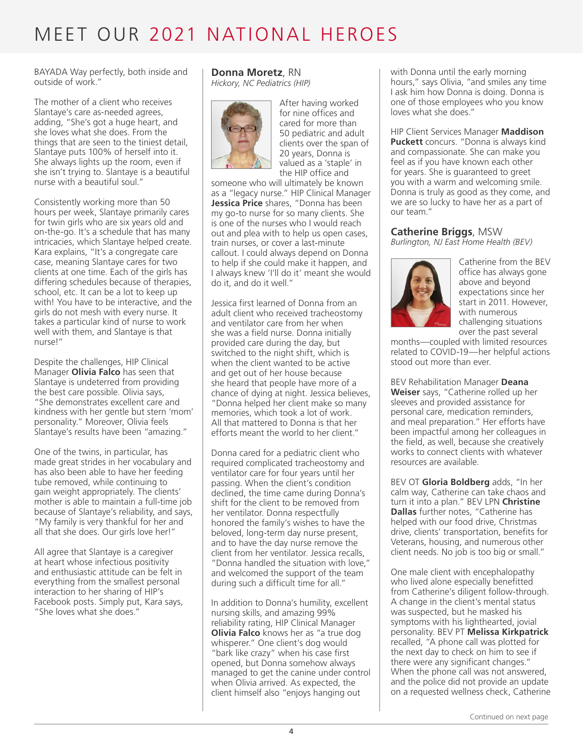# MEET OUR 2021 NATIONAL HEROES

BAYADA Way perfectly, both inside and outside of work."

The mother of a client who receives Slantaye's care as-needed agrees, adding, "She's got a huge heart, and she loves what she does. From the things that are seen to the tiniest detail, Slantaye puts 100% of herself into it. She always lights up the room, even if she isn't trying to. Slantaye is a beautiful nurse with a beautiful soul."

Consistently working more than 50 hours per week, Slantaye primarily cares for twin girls who are six years old and on-the-go. It's a schedule that has many intricacies, which Slantaye helped create. Kara explains, "It's a congregate care case, meaning Slantaye cares for two clients at one time. Each of the girls has differing schedules because of therapies, school, etc. It can be a lot to keep up with! You have to be interactive, and the girls do not mesh with every nurse. It takes a particular kind of nurse to work well with them, and Slantaye is that nurse!"

Despite the challenges, HIP Clinical Manager **Olivia Falco** has seen that Slantaye is undeterred from providing the best care possible. Olivia says, "She demonstrates excellent care and kindness with her gentle but stern 'mom' personality." Moreover, Olivia feels Slantaye's results have been "amazing."

One of the twins, in particular, has made great strides in her vocabulary and has also been able to have her feeding tube removed, while continuing to gain weight appropriately. The clients' mother is able to maintain a full-time job because of Slantaye's reliability, and says, "My family is very thankful for her and all that she does. Our girls love her!"

All agree that Slantaye is a caregiver at heart whose infectious positivity and enthusiastic attitude can be felt in everything from the smallest personal interaction to her sharing of HIP's Facebook posts. Simply put, Kara says, "She loves what she does."

### **Donna Moretz**, RN
*Hickory, NC Pediatrics (HIP)*

After having worked for nine offices and cared for more than 50 pediatric and adult clients over the span of 20 years, Donna is valued as a 'staple' in the HIP office and someone who will ultimately be known as a "legacy nurse." HIP Clinical Manager **Jessica Price** shares, "Donna has been my go-to nurse for so many clients. She is one of the nurses who I would reach out and plea with to help us open cases, train nurses, or cover a last-minute callout. I could always depend on Donna to help if she could make it happen, and I always knew 'I'll do it' meant she would do it, and do it well."

Jessica first learned of Donna from an adult client who received tracheostomy and ventilator care from her when she was a field nurse. Donna initially provided care during the day, but switched to the night shift, which is when the client wanted to be active and get out of her house because she heard that people have more of a chance of dying at night. Jessica believes, "Donna helped her client make so many memories, which took a lot of work. All that mattered to Donna is that her efforts meant the world to her client."

Donna cared for a pediatric client who required complicated tracheostomy and ventilator care for four years until her passing. When the client's condition declined, the time came during Donna's shift for the client to be removed from her ventilator. Donna respectfully honored the family's wishes to have the beloved, long-term day nurse present, and to have the day nurse remove the client from her ventilator. Jessica recalls, "Donna handled the situation with love," and welcomed the support of the team during such a difficult time for all."

In addition to Donna's humility, excellent nursing skills, and amazing 99% reliability rating, HIP Clinical Manager **Olivia Falco** knows her as "a true dog whisperer." One client's dog would "bark like crazy" when his case first opened, but Donna somehow always managed to get the canine under control when Olivia arrived. As expected, the client himself also "enjoys hanging out with Donna until the early morning hours," says Olivia, "and smiles any time I ask him how Donna is doing. Donna is one of those employees who you know loves what she does."

HIP Client Services Manager **Maddison Puckett** concurs. "Donna is always kind and compassionate. She can make you feel as if you have known each other for years. She is guaranteed to greet you with a warm and welcoming smile. Donna is truly as good as they come, and we are so lucky to have her as a part of our team."

### **Catherine Briggs**, MSW
*Burlington, NJ East Home Health (BEV)*

Catherine from the BEV office has always gone above and beyond expectations since her start in 2011. However, with numerous challenging situations over the past several months—coupled with limited resources related to COVID-19—her helpful actions stood out more than ever.

BEV Rehabilitation Manager **Deana Weiser** says, "Catherine rolled up her sleeves and provided assistance for personal care, medication reminders, and meal preparation." Her efforts have been impactful among her colleagues in the field, as well, because she creatively works to connect clients with whatever resources are available.

BEV OT **Gloria Boldberg** adds, "In her calm way, Catherine can take chaos and turn it into a plan." BEV LPN **Christine Dallas** further notes, "Catherine has helped with our food drive, Christmas drive, clients' transportation, benefits for Veterans, housing, and numerous other client needs. No job is too big or small."

One male client with encephalopathy who lived alone especially benefitted from Catherine's diligent follow-through. A change in the client's mental status was suspected, but he masked his symptoms with his lighthearted, jovial personality. BEV PT **Melissa Kirkpatrick** recalled, "A phone call was plotted for the next day to check on him to see if there were any significant changes." When the phone call was not answered, and the police did not provide an update on a requested wellness check, Catherine

Continued on next page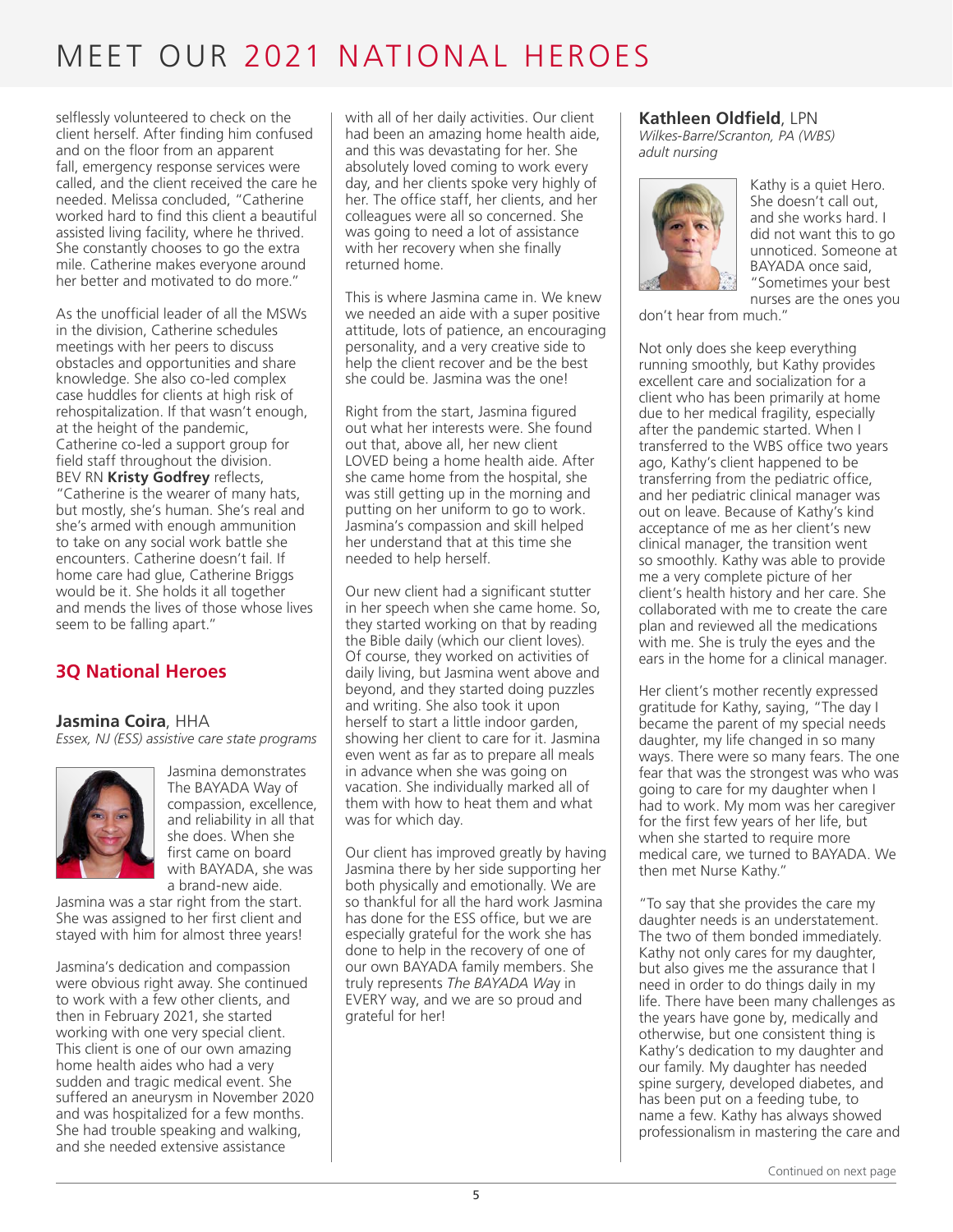# MEET OUR 2021 NATIONAL HEROES

selflessly volunteered to check on the client herself. After finding him confused and on the floor from an apparent fall, emergency response services were called, and the client received the care he needed. Melissa concluded, "Catherine worked hard to find this client a beautiful assisted living facility, where he thrived. She constantly chooses to go the extra mile. Catherine makes everyone around her better and motivated to do more."

As the unofficial leader of all the MSWs in the division, Catherine schedules meetings with her peers to discuss obstacles and opportunities and share knowledge. She also co-led complex case huddles for clients at high risk of rehospitalization. If that wasn't enough, at the height of the pandemic, Catherine co-led a support group for field staff throughout the division. BEV RN **Kristy Godfrey** reflects, "Catherine is the wearer of many hats, but mostly, she's human. She's real and she's armed with enough ammunition to take on any social work battle she encounters. Catherine doesn't fail. If home care had glue, Catherine Briggs would be it. She holds it all together and mends the lives of those whose lives seem to be falling apart."

## 3Q National Heroes

### Jasmina Coira, HHA
*Essex, NJ (ESS) assistive care state programs*

Jasmina demonstrates The BAYADA Way of compassion, excellence, and reliability in all that she does. When she first came on board with BAYADA, she was a brand-new aide. Jasmina was a star right from the start. She was assigned to her first client and stayed with him for almost three years!

Jasmina's dedication and compassion were obvious right away. She continued to work with a few other clients, and then in February 2021, she started working with one very special client. This client is one of our own amazing home health aides who had a very sudden and tragic medical event. She suffered an aneurysm in November 2020 and was hospitalized for a few months. She had trouble speaking and walking, and she needed extensive assistance with all of her daily activities. Our client had been an amazing home health aide, and this was devastating for her. She absolutely loved coming to work every day, and her clients spoke very highly of her. The office staff, her clients, and her colleagues were all so concerned. She was going to need a lot of assistance with her recovery when she finally returned home.

This is where Jasmina came in. We knew we needed an aide with a super positive attitude, lots of patience, an encouraging personality, and a very creative side to help the client recover and be the best she could be. Jasmina was the one!

Right from the start, Jasmina figured out what her interests were. She found out that, above all, her new client LOVED being a home health aide. After she came home from the hospital, she was still getting up in the morning and putting on her uniform to go to work. Jasmina's compassion and skill helped her understand that at this time she needed to help herself.

Our new client had a significant stutter in her speech when she came home. So, they started working on that by reading the Bible daily (which our client loves). Of course, they worked on activities of daily living, but Jasmina went above and beyond, and they started doing puzzles and writing. She also took it upon herself to start a little indoor garden, showing her client to care for it. Jasmina even went as far as to prepare all meals in advance when she was going on vacation. She individually marked all of them with how to heat them and what was for which day.

Our client has improved greatly by having Jasmina there by her side supporting her both physically and emotionally. We are so thankful for all the hard work Jasmina has done for the ESS office, but we are especially grateful for the work she has done to help in the recovery of one of our own BAYADA family members. She truly represents *The BAYADA Way* in EVERY way, and we are so proud and grateful for her!

### Kathleen Oldfield, LPN
*Wilkes-Barre/Scranton, PA (WBS) adult nursing*

Kathy is a quiet Hero. She doesn't call out, and she works hard. I did not want this to go unnoticed. Someone at BAYADA once said, "Sometimes your best nurses are the ones you don't hear from much."

Not only does she keep everything running smoothly, but Kathy provides excellent care and socialization for a client who has been primarily at home due to her medical fragility, especially after the pandemic started. When I transferred to the WBS office two years ago, Kathy's client happened to be transferring from the pediatric office, and her pediatric clinical manager was out on leave. Because of Kathy's kind acceptance of me as her client's new clinical manager, the transition went so smoothly. Kathy was able to provide me a very complete picture of her client's health history and her care. She collaborated with me to create the care plan and reviewed all the medications with me. She is truly the eyes and the ears in the home for a clinical manager.

Her client's mother recently expressed gratitude for Kathy, saying, "The day I became the parent of my special needs daughter, my life changed in so many ways. There were so many fears. The one fear that was the strongest was who was going to care for my daughter when I had to work. My mom was her caregiver for the first few years of her life, but when she started to require more medical care, we turned to BAYADA. We then met Nurse Kathy."

"To say that she provides the care my daughter needs is an understatement. The two of them bonded immediately. Kathy not only cares for my daughter, but also gives me the assurance that I need in order to do things daily in my life. There have been many challenges as the years have gone by, medically and otherwise, but one consistent thing is Kathy's dedication to my daughter and our family. My daughter has needed spine surgery, developed diabetes, and has been put on a feeding tube, to name a few. Kathy has always showed professionalism in mastering the care and

Continued on next page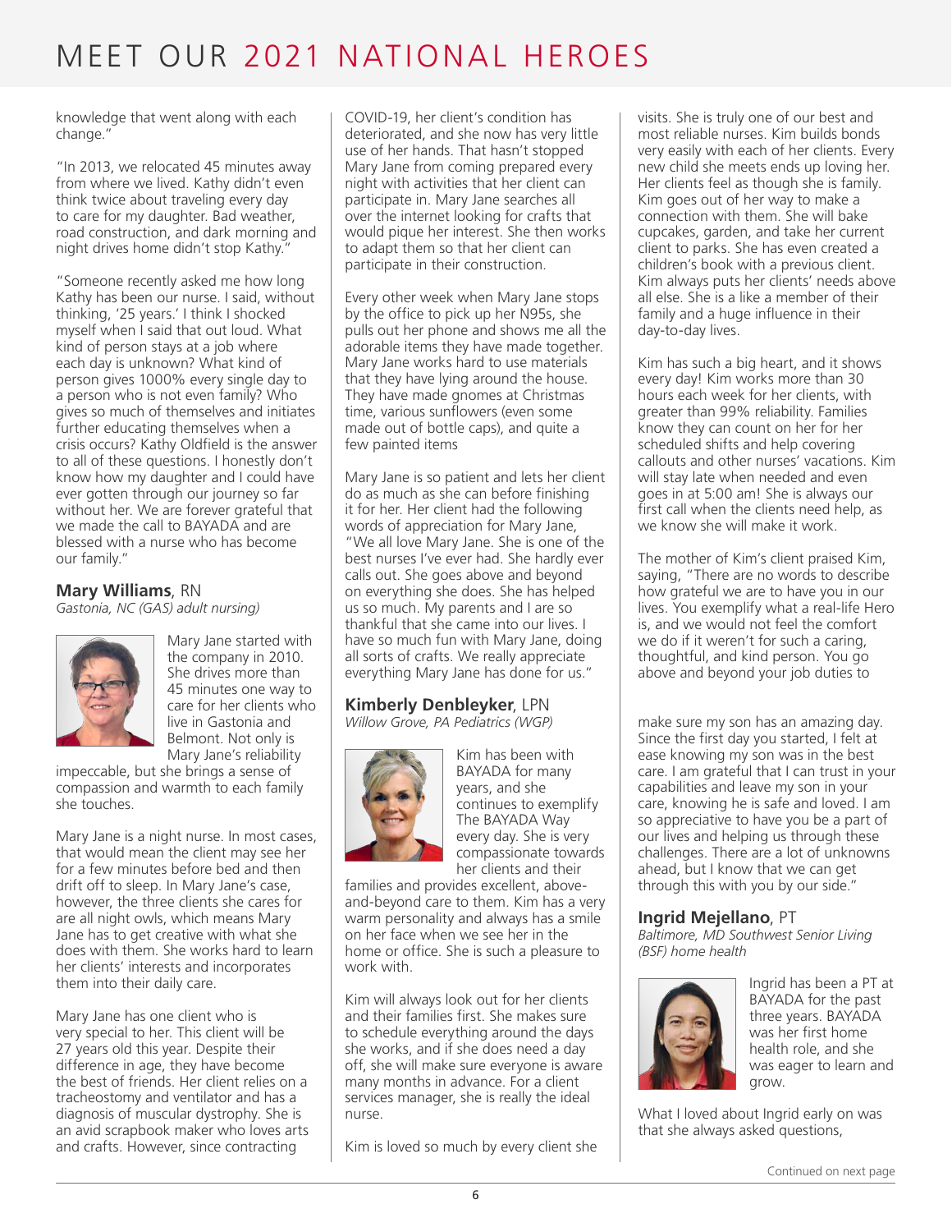# MEET OUR 2021 NATIONAL HEROES

knowledge that went along with each change."

"In 2013, we relocated 45 minutes away from where we lived. Kathy didn't even think twice about traveling every day to care for my daughter. Bad weather, road construction, and dark morning and night drives home didn't stop Kathy."

"Someone recently asked me how long Kathy has been our nurse. I said, without thinking, '25 years.' I think I shocked myself when I said that out loud. What kind of person stays at a job where each day is unknown? What kind of person gives 1000% every single day to a person who is not even family? Who gives so much of themselves and initiates further educating themselves when a crisis occurs? Kathy Oldfield is the answer to all of these questions. I honestly don't know how my daughter and I could have ever gotten through our journey so far without her. We are forever grateful that we made the call to BAYADA and are blessed with a nurse who has become our family."

## **Mary Williams**, RN

*Gastonia, NC (GAS) adult nursing)*

Mary Jane started with the company in 2010. She drives more than 45 minutes one way to care for her clients who live in Gastonia and Belmont. Not only is Mary Jane's reliability impeccable, but she brings a sense of compassion and warmth to each family she touches.

Mary Jane is a night nurse. In most cases, that would mean the client may see her for a few minutes before bed and then drift off to sleep. In Mary Jane's case, however, the three clients she cares for are all night owls, which means Mary Jane has to get creative with what she does with them. She works hard to learn her clients' interests and incorporates them into their daily care.

Mary Jane has one client who is very special to her. This client will be 27 years old this year. Despite their difference in age, they have become the best of friends. Her client relies on a tracheostomy and ventilator and has a diagnosis of muscular dystrophy. She is an avid scrapbook maker who loves arts and crafts. However, since contracting COVID-19, her client's condition has deteriorated, and she now has very little use of her hands. That hasn't stopped Mary Jane from coming prepared every night with activities that her client can participate in. Mary Jane searches all over the internet looking for crafts that would pique her interest. She then works to adapt them so that her client can participate in their construction.

Every other week when Mary Jane stops by the office to pick up her N95s, she pulls out her phone and shows me all the adorable items they have made together. Mary Jane works hard to use materials that they have lying around the house. They have made gnomes at Christmas time, various sunflowers (even some made out of bottle caps), and quite a few painted items

Mary Jane is so patient and lets her client do as much as she can before finishing it for her. Her client had the following words of appreciation for Mary Jane, "We all love Mary Jane. She is one of the best nurses I've ever had. She hardly ever calls out. She goes above and beyond on everything she does. She has helped us so much. My parents and I are so thankful that she came into our lives. I have so much fun with Mary Jane, doing all sorts of crafts. We really appreciate everything Mary Jane has done for us."

## **Kimberly Denbleyker**, LPN

*Willow Grove, PA Pediatrics (WGP)*

Kim has been with BAYADA for many years, and she continues to exemplify The BAYADA Way every day. She is very compassionate towards her clients and their families and provides excellent, above-and-beyond care to them. Kim has a very warm personality and always has a smile on her face when we see her in the home or office. She is such a pleasure to work with.

Kim will always look out for her clients and their families first. She makes sure to schedule everything around the days she works, and if she does need a day off, she will make sure everyone is aware many months in advance. For a client services manager, she is really the ideal nurse.

Kim is loved so much by every client she visits. She is truly one of our best and most reliable nurses. Kim builds bonds very easily with each of her clients. Every new child she meets ends up loving her. Her clients feel as though she is family. Kim goes out of her way to make a connection with them. She will bake cupcakes, garden, and take her current client to parks. She has even created a children's book with a previous client. Kim always puts her clients' needs above all else. She is a like a member of their family and a huge influence in their day-to-day lives.

Kim has such a big heart, and it shows every day! Kim works more than 30 hours each week for her clients, with greater than 99% reliability. Families know they can count on her for her scheduled shifts and help covering callouts and other nurses' vacations. Kim will stay late when needed and even goes in at 5:00 am! She is always our first call when the clients need help, as we know she will make it work.

The mother of Kim's client praised Kim, saying, "There are no words to describe how grateful we are to have you in our lives. You exemplify what a real-life Hero is, and we would not feel the comfort we do if it weren't for such a caring, thoughtful, and kind person. You go above and beyond your job duties to make sure my son has an amazing day. Since the first day you started, I felt at ease knowing my son was in the best care. I am grateful that I can trust in your capabilities and leave my son in your care, knowing he is safe and loved. I am so appreciative to have you be a part of our lives and helping us through these challenges. There are a lot of unknowns ahead, but I know that we can get through this with you by our side."

## **Ingrid Mejellano**, PT

*Baltimore, MD Southwest Senior Living (BSF) home health*

Ingrid has been a PT at BAYADA for the past three years. BAYADA was her first home health role, and she was eager to learn and grow.

What I loved about Ingrid early on was that she always asked questions,

Continued on next page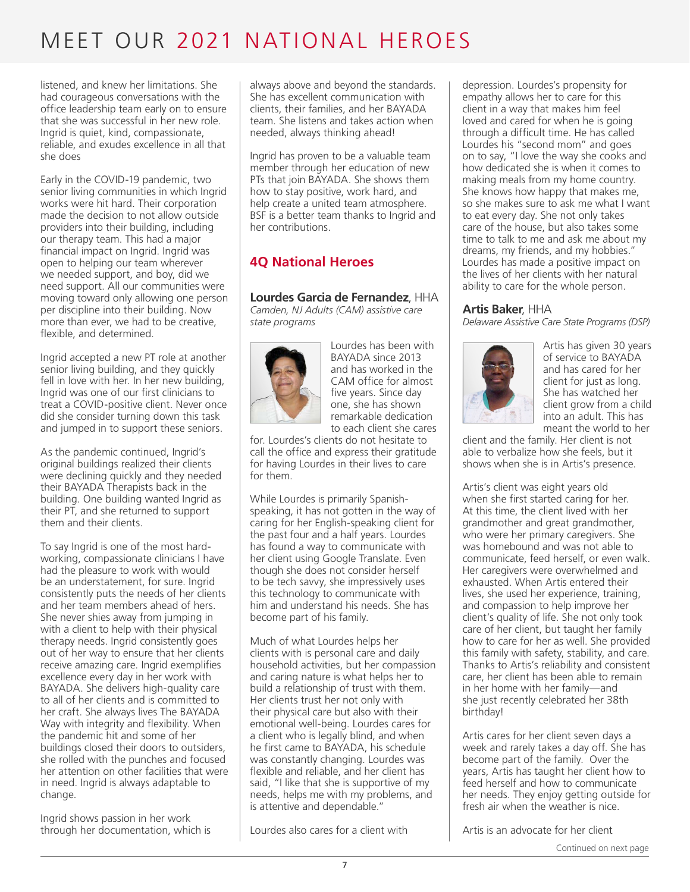# MEET OUR 2021 NATIONAL HEROES

listened, and knew her limitations. She had courageous conversations with the office leadership team early on to ensure that she was successful in her new role. Ingrid is quiet, kind, compassionate, reliable, and exudes excellence in all that she does

Early in the COVID-19 pandemic, two senior living communities in which Ingrid works were hit hard. Their corporation made the decision to not allow outside providers into their building, including our therapy team. This had a major financial impact on Ingrid. Ingrid was open to helping our team wherever we needed support, and boy, did we need support. All our communities were moving toward only allowing one person per discipline into their building. Now more than ever, we had to be creative, flexible, and determined.

Ingrid accepted a new PT role at another senior living building, and they quickly fell in love with her. In her new building, Ingrid was one of our first clinicians to treat a COVID-positive client. Never once did she consider turning down this task and jumped in to support these seniors.

As the pandemic continued, Ingrid's original buildings realized their clients were declining quickly and they needed their BAYADA Therapists back in the building. One building wanted Ingrid as their PT, and she returned to support them and their clients.

To say Ingrid is one of the most hard-working, compassionate clinicians I have had the pleasure to work with would be an understatement, for sure. Ingrid consistently puts the needs of her clients and her team members ahead of hers. She never shies away from jumping in with a client to help with their physical therapy needs. Ingrid consistently goes out of her way to ensure that her clients receive amazing care. Ingrid exemplifies excellence every day in her work with BAYADA. She delivers high-quality care to all of her clients and is committed to her craft. She always lives The BAYADA Way with integrity and flexibility. When the pandemic hit and some of her buildings closed their doors to outsiders, she rolled with the punches and focused her attention on other facilities that were in need. Ingrid is always adaptable to change.

Ingrid shows passion in her work through her documentation, which is always above and beyond the standards. She has excellent communication with clients, their families, and her BAYADA team. She listens and takes action when needed, always thinking ahead!

Ingrid has proven to be a valuable team member through her education of new PTs that join BAYADA. She shows them how to stay positive, work hard, and help create a united team atmosphere. BSF is a better team thanks to Ingrid and her contributions.

## 4Q National Heroes

### **Lourdes Garcia de Fernandez**, HHA

*Camden, NJ Adults (CAM) assistive care state programs*

Lourdes has been with BAYADA since 2013 and has worked in the CAM office for almost five years. Since day one, she has shown remarkable dedication to each client she cares for. Lourdes's clients do not hesitate to call the office and express their gratitude for having Lourdes in their lives to care for them.

While Lourdes is primarily Spanish-speaking, it has not gotten in the way of caring for her English-speaking client for the past four and a half years. Lourdes has found a way to communicate with her client using Google Translate. Even though she does not consider herself to be tech savvy, she impressively uses this technology to communicate with him and understand his needs. She has become part of his family.

Much of what Lourdes helps her clients with is personal care and daily household activities, but her compassion and caring nature is what helps her to build a relationship of trust with them. Her clients trust her not only with their physical care but also with their emotional well-being. Lourdes cares for a client who is legally blind, and when he first came to BAYADA, his schedule was constantly changing. Lourdes was flexible and reliable, and her client has said, "I like that she is supportive of my needs, helps me with my problems, and is attentive and dependable."

Lourdes also cares for a client with depression. Lourdes's propensity for empathy allows her to care for this client in a way that makes him feel loved and cared for when he is going through a difficult time. He has called Lourdes his "second mom" and goes on to say, "I love the way she cooks and how dedicated she is when it comes to making meals from my home country. She knows how happy that makes me, so she makes sure to ask me what I want to eat every day. She not only takes care of the house, but also takes some time to talk to me and ask me about my dreams, my friends, and my hobbies." Lourdes has made a positive impact on the lives of her clients with her natural ability to care for the whole person.

### **Artis Baker**, HHA

*Delaware Assistive Care State Programs (DSP)*

Artis has given 30 years of service to BAYADA and has cared for her client for just as long. She has watched her client grow from a child into an adult. This has meant the world to her client and the family. Her client is not able to verbalize how she feels, but it shows when she is in Artis's presence.

Artis's client was eight years old when she first started caring for her. At this time, the client lived with her grandmother and great grandmother, who were her primary caregivers. She was homebound and was not able to communicate, feed herself, or even walk. Her caregivers were overwhelmed and exhausted. When Artis entered their lives, she used her experience, training, and compassion to help improve her client's quality of life. She not only took care of her client, but taught her family how to care for her as well. She provided this family with safety, stability, and care. Thanks to Artis's reliability and consistent care, her client has been able to remain in her home with her family—and she just recently celebrated her 38th birthday!

Artis cares for her client seven days a week and rarely takes a day off. She has become part of the family. Over the years, Artis has taught her client how to feed herself and how to communicate her needs. They enjoy getting outside for fresh air when the weather is nice.

Artis is an advocate for her client

Continued on next page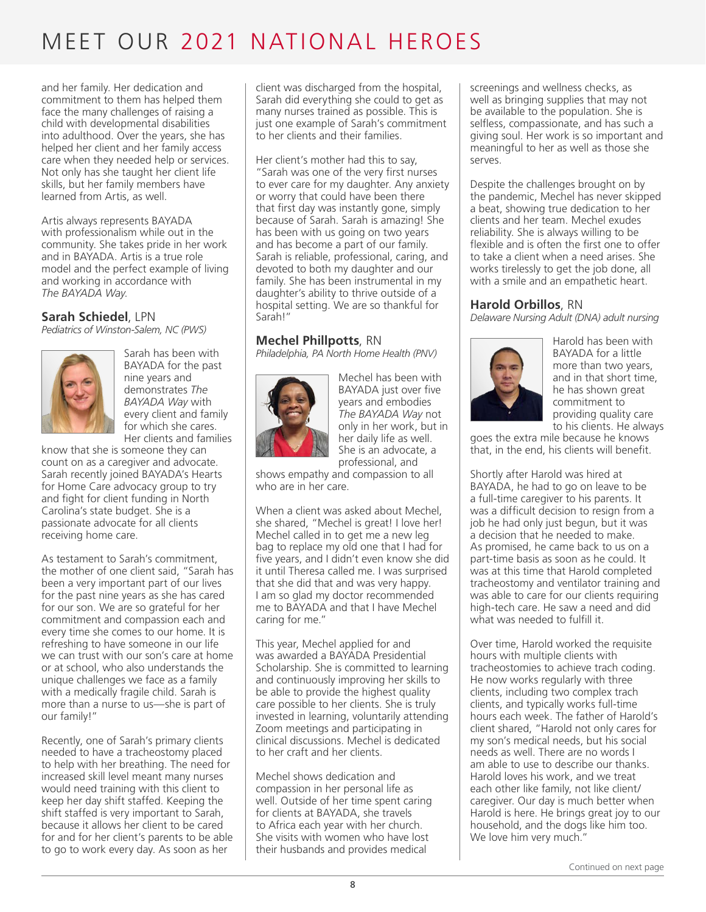# MEET OUR 2021 NATIONAL HEROES

and her family. Her dedication and commitment to them has helped them face the many challenges of raising a child with developmental disabilities into adulthood. Over the years, she has helped her client and her family access care when they needed help or services. Not only has she taught her client life skills, but her family members have learned from Artis, as well.

Artis always represents BAYADA with professionalism while out in the community. She takes pride in her work and in BAYADA. Artis is a true role model and the perfect example of living and working in accordance with *The BAYADA Way*.

### Sarah Schiedel, LPN

*Pediatrics of Winston-Salem, NC (PWS)*

Sarah has been with BAYADA for the past nine years and demonstrates *The BAYADA Way* with every client and family for which she cares. Her clients and families know that she is someone they can count on as a caregiver and advocate. Sarah recently joined BAYADA's Hearts for Home Care advocacy group to try and fight for client funding in North Carolina's state budget. She is a passionate advocate for all clients receiving home care.

As testament to Sarah's commitment, the mother of one client said, "Sarah has been a very important part of our lives for the past nine years as she has cared for our son. We are so grateful for her commitment and compassion each and every time she comes to our home. It is refreshing to have someone in our life we can trust with our son's care at home or at school, who also understands the unique challenges we face as a family with a medically fragile child. Sarah is more than a nurse to us—she is part of our family!"

Recently, one of Sarah's primary clients needed to have a tracheostomy placed to help with her breathing. The need for increased skill level meant many nurses would need training with this client to keep her day shift staffed. Keeping the shift staffed is very important to Sarah, because it allows her client to be cared for and for her client's parents to be able to go to work every day. As soon as her client was discharged from the hospital, Sarah did everything she could to get as many nurses trained as possible. This is just one example of Sarah's commitment to her clients and their families.

Her client's mother had this to say, "Sarah was one of the very first nurses to ever care for my daughter. Any anxiety or worry that could have been there that first day was instantly gone, simply because of Sarah. Sarah is amazing! She has been with us going on two years and has become a part of our family. Sarah is reliable, professional, caring, and devoted to both my daughter and our family. She has been instrumental in my daughter's ability to thrive outside of a hospital setting. We are so thankful for Sarah!"

### Mechel Phillpotts, RN

*Philadelphia, PA North Home Health (PNV)*

Mechel has been with BAYADA just over five years and embodies *The BAYADA Way* not only in her work, but in her daily life as well. She is an advocate, a professional, and shows empathy and compassion to all who are in her care.

When a client was asked about Mechel, she shared, "Mechel is great! I love her! Mechel called in to get me a new leg bag to replace my old one that I had for five years, and I didn't even know she did it until Theresa called me. I was surprised that she did that and was very happy. I am so glad my doctor recommended me to BAYADA and that I have Mechel caring for me."

This year, Mechel applied for and was awarded a BAYADA Presidential Scholarship. She is committed to learning and continuously improving her skills to be able to provide the highest quality care possible to her clients. She is truly invested in learning, voluntarily attending Zoom meetings and participating in clinical discussions. Mechel is dedicated to her craft and her clients.

Mechel shows dedication and compassion in her personal life as well. Outside of her time spent caring for clients at BAYADA, she travels to Africa each year with her church. She visits with women who have lost their husbands and provides medical screenings and wellness checks, as well as bringing supplies that may not be available to the population. She is selfless, compassionate, and has such a giving soul. Her work is so important and meaningful to her as well as those she serves.

Despite the challenges brought on by the pandemic, Mechel has never skipped a beat, showing true dedication to her clients and her team. Mechel exudes reliability. She is always willing to be flexible and is often the first one to offer to take a client when a need arises. She works tirelessly to get the job done, all with a smile and an empathetic heart.

### Harold Orbillos, RN

*Delaware Nursing Adult (DNA) adult nursing*

Harold has been with BAYADA for a little more than two years, and in that short time, he has shown great commitment to providing quality care to his clients. He always goes the extra mile because he knows that, in the end, his clients will benefit.

Shortly after Harold was hired at BAYADA, he had to go on leave to be a full-time caregiver to his parents. It was a difficult decision to resign from a job he had only just begun, but it was a decision that he needed to make. As promised, he came back to us on a part-time basis as soon as he could. It was at this time that Harold completed tracheostomy and ventilator training and was able to care for our clients requiring high-tech care. He saw a need and did what was needed to fulfill it.

Over time, Harold worked the requisite hours with multiple clients with tracheostomies to achieve trach coding. He now works regularly with three clients, including two complex trach clients, and typically works full-time hours each week. The father of Harold's client shared, "Harold not only cares for my son's medical needs, but his social needs as well. There are no words I am able to use to describe our thanks. Harold loves his work, and we treat each other like family, not like client/caregiver. Our day is much better when Harold is here. He brings great joy to our household, and the dogs like him too. We love him very much."

Continued on next page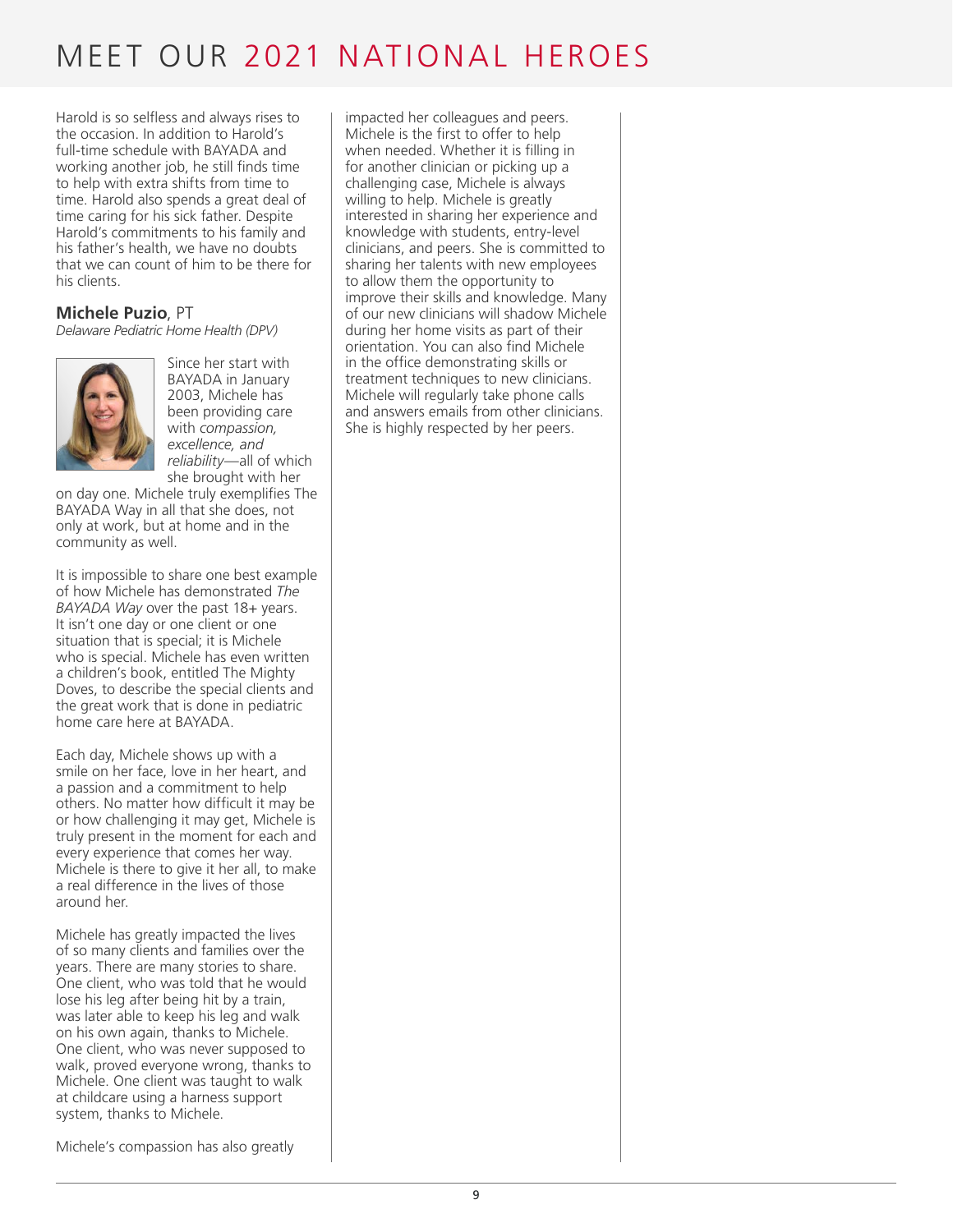# MEET OUR 2021 NATIONAL HEROES

Harold is so selfless and always rises to the occasion. In addition to Harold's full-time schedule with BAYADA and working another job, he still finds time to help with extra shifts from time to time. Harold also spends a great deal of time caring for his sick father. Despite Harold's commitments to his family and his father's health, we have no doubts that we can count of him to be there for his clients.

### **Michele Puzio**, PT

*Delaware Pediatric Home Health (DPV)*

Since her start with BAYADA in January 2003, Michele has been providing care with *compassion, excellence, and reliability*—all of which she brought with her on day one. Michele truly exemplifies The BAYADA Way in all that she does, not only at work, but at home and in the community as well.

It is impossible to share one best example of how Michele has demonstrated *The BAYADA Way* over the past 18+ years. It isn't one day or one client or one situation that is special; it is Michele who is special. Michele has even written a children's book, entitled The Mighty Doves, to describe the special clients and the great work that is done in pediatric home care here at BAYADA.

Each day, Michele shows up with a smile on her face, love in her heart, and a passion and a commitment to help others. No matter how difficult it may be or how challenging it may get, Michele is truly present in the moment for each and every experience that comes her way. Michele is there to give it her all, to make a real difference in the lives of those around her.

Michele has greatly impacted the lives of so many clients and families over the years. There are many stories to share. One client, who was told that he would lose his leg after being hit by a train, was later able to keep his leg and walk on his own again, thanks to Michele. One client, who was never supposed to walk, proved everyone wrong, thanks to Michele. One client was taught to walk at childcare using a harness support system, thanks to Michele.

Michele's compassion has also greatly impacted her colleagues and peers. Michele is the first to offer to help when needed. Whether it is filling in for another clinician or picking up a challenging case, Michele is always willing to help. Michele is greatly interested in sharing her experience and knowledge with students, entry-level clinicians, and peers. She is committed to sharing her talents with new employees to allow them the opportunity to improve their skills and knowledge. Many of our new clinicians will shadow Michele during her home visits as part of their orientation. You can also find Michele in the office demonstrating skills or treatment techniques to new clinicians. Michele will regularly take phone calls and answers emails from other clinicians. She is highly respected by her peers.